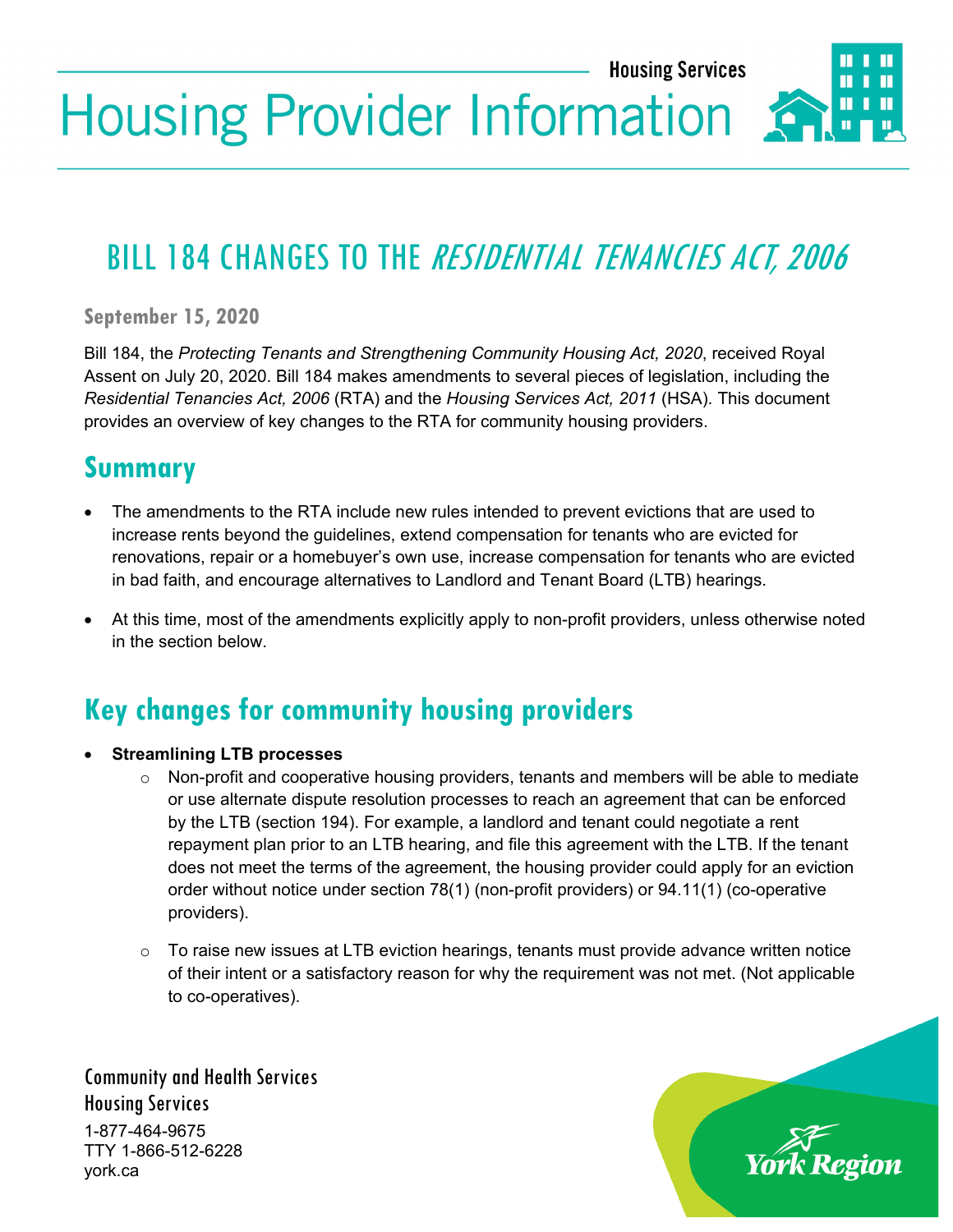Housing Services

# Housing Provider Information

## BILL 184 CHANGES TO THE *RESIDENTIAL TENANCIES ACT, 2006*

**September 15, 2020**

Bill 184, the *Protecting Tenants and Strengthening Community Housing Act, 2020*, received Royal Assent on July 20, 2020. Bill 184 makes amendments to several pieces of legislation, including the *Residential Tenancies Act, 2006* (RTA) and the *Housing Services Act, 2011* (HSA). This document provides an overview of key changes to the RTA for community housing providers.

## Summary

- The amendments to the RTA include new rules intended to prevent evictions that are used to increase rents beyond the guidelines, extend compensation for tenants who are evicted for renovations, repair or a homebuyer's own use, increase compensation for tenants who are evicted in bad faith, and encourage alternatives to Landlord and Tenant Board (LTB) hearings.
- At this time, most of the amendments explicitly apply to non-profit providers, unless otherwise noted in the section below.

## Key changes for community housing providers

- **Streamlining LTB processes**
  - Non-profit and cooperative housing providers, tenants and members will be able to mediate or use alternate dispute resolution processes to reach an agreement that can be enforced by the LTB (section 194). For example, a landlord and tenant could negotiate a rent repayment plan prior to an LTB hearing, and file this agreement with the LTB. If the tenant does not meet the terms of the agreement, the housing provider could apply for an eviction order without notice under section 78(1) (non-profit providers) or 94.11(1) (co-operative providers).
  - To raise new issues at LTB eviction hearings, tenants must provide advance written notice of their intent or a satisfactory reason for why the requirement was not met. (Not applicable to co-operatives).

Community and Health Services
Housing Services
1-877-464-9675
TTY 1-866-512-6228
york.ca

York Region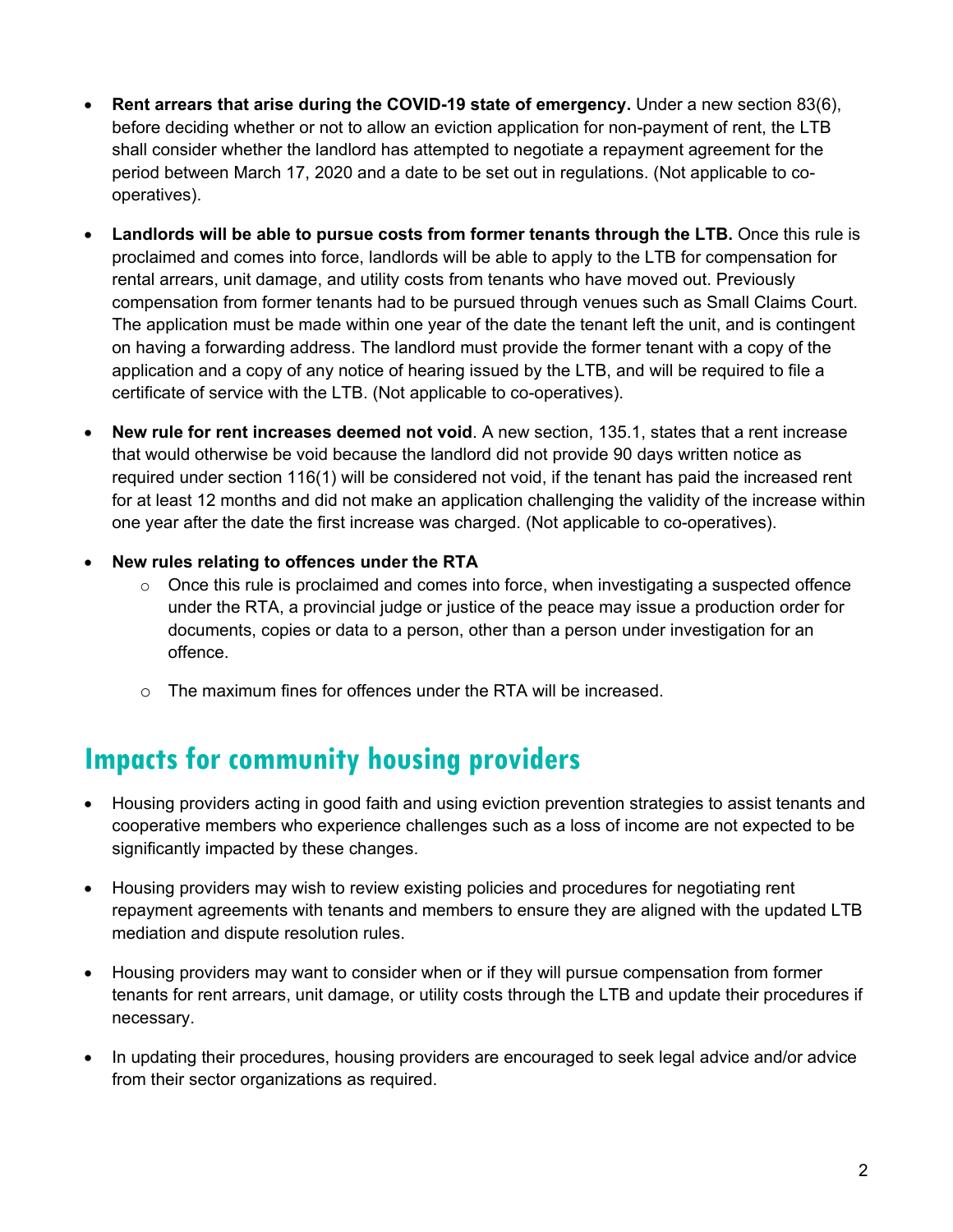- **Rent arrears that arise during the COVID-19 state of emergency.** Under a new section 83(6), before deciding whether or not to allow an eviction application for non-payment of rent, the LTB shall consider whether the landlord has attempted to negotiate a repayment agreement for the period between March 17, 2020 and a date to be set out in regulations. (Not applicable to co-operatives).

- **Landlords will be able to pursue costs from former tenants through the LTB.** Once this rule is proclaimed and comes into force, landlords will be able to apply to the LTB for compensation for rental arrears, unit damage, and utility costs from tenants who have moved out. Previously compensation from former tenants had to be pursued through venues such as Small Claims Court. The application must be made within one year of the date the tenant left the unit, and is contingent on having a forwarding address. The landlord must provide the former tenant with a copy of the application and a copy of any notice of hearing issued by the LTB, and will be required to file a certificate of service with the LTB. (Not applicable to co-operatives).

- **New rule for rent increases deemed not void**. A new section, 135.1, states that a rent increase that would otherwise be void because the landlord did not provide 90 days written notice as required under section 116(1) will be considered not void, if the tenant has paid the increased rent for at least 12 months and did not make an application challenging the validity of the increase within one year after the date the first increase was charged. (Not applicable to co-operatives).

- **New rules relating to offences under the RTA**
  - Once this rule is proclaimed and comes into force, when investigating a suspected offence under the RTA, a provincial judge or justice of the peace may issue a production order for documents, copies or data to a person, other than a person under investigation for an offence.
  - The maximum fines for offences under the RTA will be increased.

## Impacts for community housing providers

- Housing providers acting in good faith and using eviction prevention strategies to assist tenants and cooperative members who experience challenges such as a loss of income are not expected to be significantly impacted by these changes.

- Housing providers may wish to review existing policies and procedures for negotiating rent repayment agreements with tenants and members to ensure they are aligned with the updated LTB mediation and dispute resolution rules.

- Housing providers may want to consider when or if they will pursue compensation from former tenants for rent arrears, unit damage, or utility costs through the LTB and update their procedures if necessary.

- In updating their procedures, housing providers are encouraged to seek legal advice and/or advice from their sector organizations as required.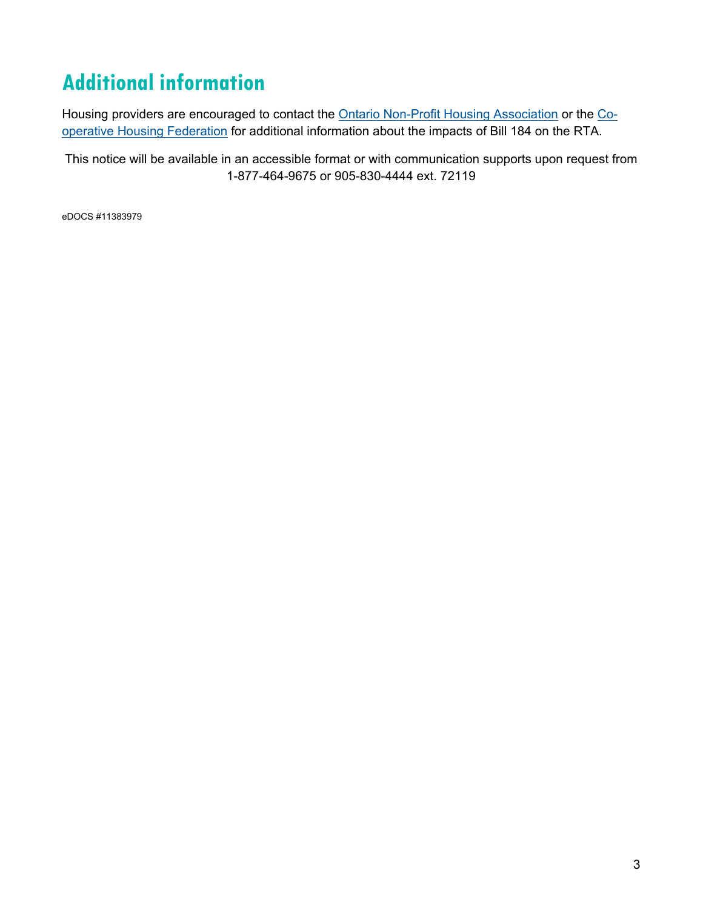## Additional information

Housing providers are encouraged to contact the Ontario Non-Profit Housing Association or the Co-operative Housing Federation for additional information about the impacts of Bill 184 on the RTA.

This notice will be available in an accessible format or with communication supports upon request from 1-877-464-9675 or 905-830-4444 ext. 72119

eDOCS #11383979